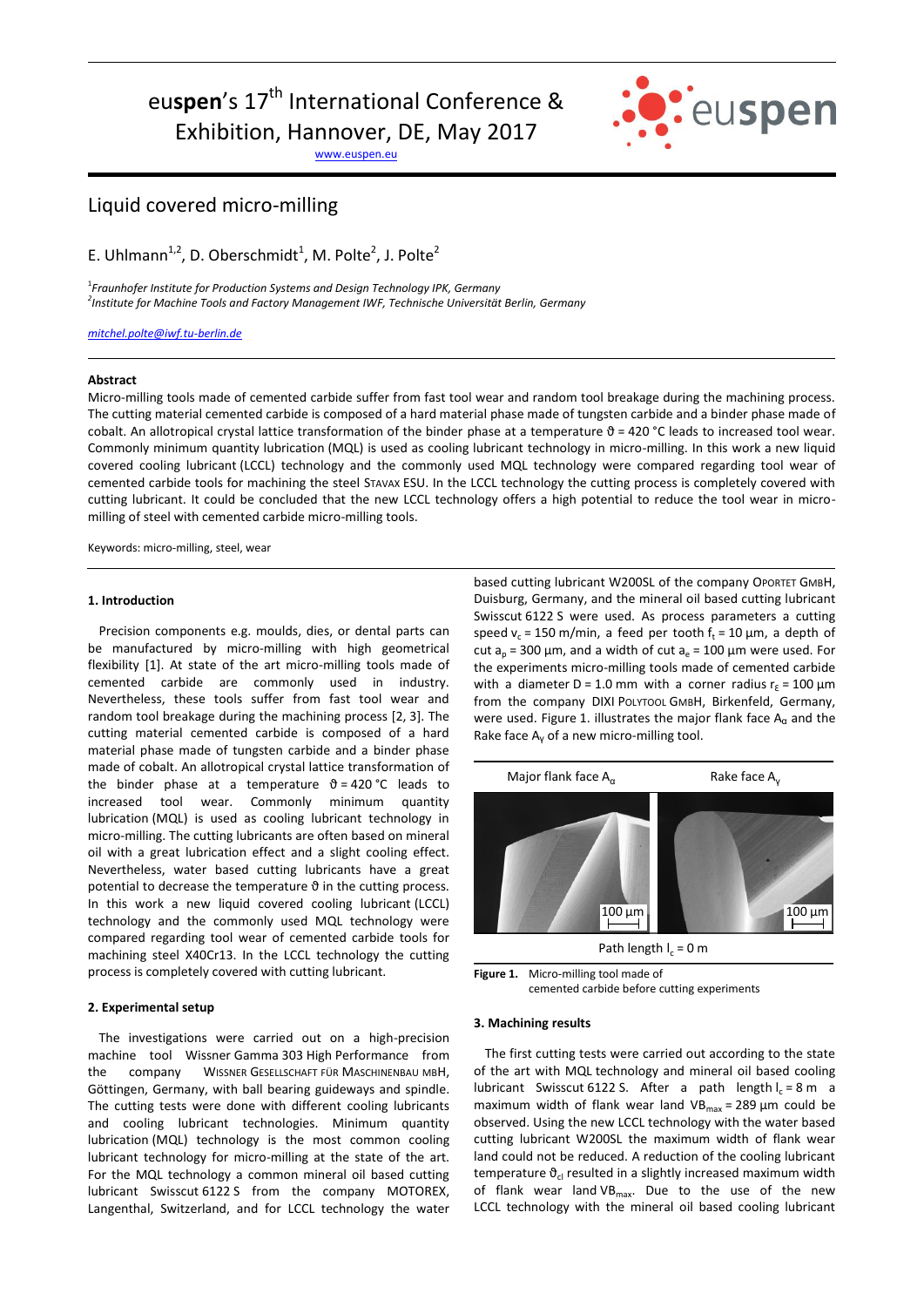# euspen's 17th International Conference & Exhibition, Hannover, DE, May 2017

www.euspen.eu

## Liquid covered micro-milling

E. Uhlmann[1,2], D. Oberschmidt[1], M. Polte[2], J. Polte[2]

[1]*Fraunhofer Institute for Production Systems and Design Technology IPK, Germany*
[2]*Institute for Machine Tools and Factory Management IWF, Technische Universität Berlin, Germany*

*mitchel.polte@iwf.tu-berlin.de*

### Abstract

Micro-milling tools made of cemented carbide suffer from fast tool wear and random tool breakage during the machining process. The cutting material cemented carbide is composed of a hard material phase made of tungsten carbide and a binder phase made of cobalt. An allotropical crystal lattice transformation of the binder phase at a temperature $\vartheta = 420$ °C leads to increased tool wear. Commonly minimum quantity lubrication (MQL) is used as cooling lubricant technology in micro-milling. In this work a new liquid covered cooling lubricant (LCCL) technology and the commonly used MQL technology were compared regarding tool wear of cemented carbide tools for machining the steel STAVAX ESU. In the LCCL technology the cutting process is completely covered with cutting lubricant. It could be concluded that the new LCCL technology offers a high potential to reduce the tool wear in micro-milling of steel with cemented carbide micro-milling tools.

Keywords: micro-milling, steel, wear

### 1. Introduction

Precision components e.g. moulds, dies, or dental parts can be manufactured by micro-milling with high geometrical flexibility [1]. At state of the art micro-milling tools made of cemented carbide are commonly used in industry. Nevertheless, these tools suffer from fast tool wear and random tool breakage during the machining process [2, 3]. The cutting material cemented carbide is composed of a hard material phase made of tungsten carbide and a binder phase made of cobalt. An allotropical crystal lattice transformation of the binder phase at a temperature $\vartheta = 420$ °C leads to increased tool wear. Commonly minimum quantity lubrication (MQL) is used as cooling lubricant technology in micro-milling. The cutting lubricants are often based on mineral oil with a great lubrication effect and a slight cooling effect. Nevertheless, water based cutting lubricants have a great potential to decrease the temperature $\vartheta$ in the cutting process. In this work a new liquid covered cooling lubricant (LCCL) technology and the commonly used MQL technology were compared regarding tool wear of cemented carbide tools for machining steel X40Cr13. In the LCCL technology the cutting process is completely covered with cutting lubricant.

### 2. Experimental setup

The investigations were carried out on a high-precision machine tool Wissner Gamma 303 High Performance from the company WISSNER GESELLSCHAFT FÜR MASCHINENBAU MBH, Göttingen, Germany, with ball bearing guideways and spindle. The cutting tests were done with different cooling lubricants and cooling lubricant technologies. Minimum quantity lubrication (MQL) technology is the most common cooling lubricant technology for micro-milling at the state of the art. For the MQL technology a common mineral oil based cutting lubricant Swisscut 6122 S from the company MOTOREX, Langenthal, Switzerland, and for LCCL technology the water based cutting lubricant W200SL of the company OPORTET GMBH, Duisburg, Germany, and the mineral oil based cutting lubricant Swisscut 6122 S were used. As process parameters a cutting speed $v_c = 150$ m/min, a feed per tooth $f_t = 10$ µm, a depth of cut $a_p = 300$ µm, and a width of cut $a_e = 100$ µm were used. For the experiments micro-milling tools made of cemented carbide with a diameter D = 1.0 mm with a corner radius $r_\varepsilon = 100$ µm from the company DIXI POLYTOOL GMBH, Birkenfeld, Germany, were used. Figure 1. illustrates the major flank face $A_\alpha$ and the Rake face $A_\gamma$ of a new micro-milling tool.

Major flank face $A_\alpha$ | Rake face $A_\gamma$

100 µm | 100 µm

Path length $l_c = 0$ m

**Figure 1.** Micro-milling tool made of cemented carbide before cutting experiments

### 3. Machining results

The first cutting tests were carried out according to the state of the art with MQL technology and mineral oil based cooling lubricant Swisscut 6122 S. After a path length $l_c = 8$ m a maximum width of flank wear land $VB_{max} = 289$ µm could be observed. Using the new LCCL technology with the water based cutting lubricant W200SL the maximum width of flank wear land could not be reduced. A reduction of the cooling lubricant temperature $\vartheta_{cl}$ resulted in a slightly increased maximum width of flank wear land $VB_{max}$. Due to the use of the new LCCL technology with the mineral oil based cooling lubricant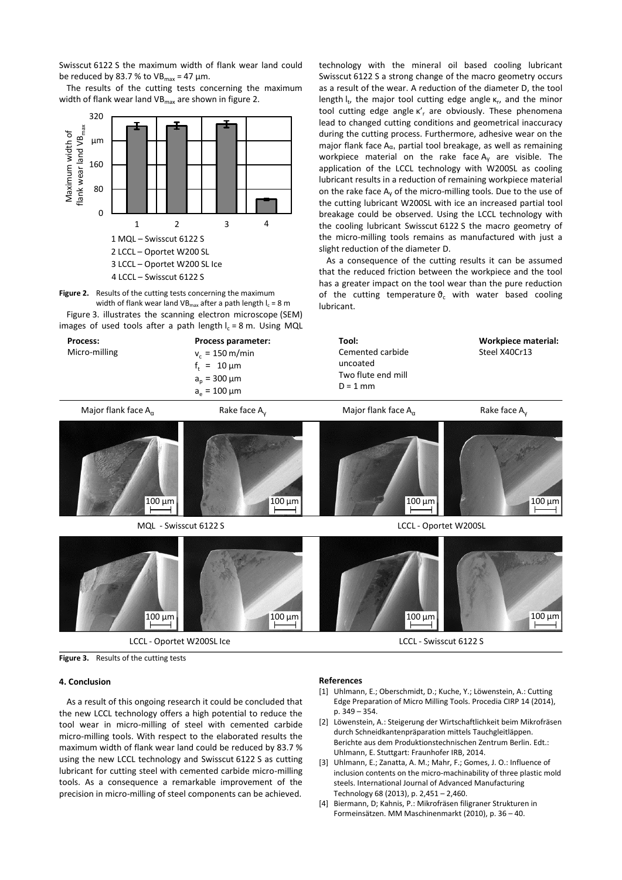Swisscut 6122 S the maximum width of flank wear land could be reduced by 83.7 % to $VB_{max}$ = 47 µm.

The results of the cutting tests concerning the maximum width of flank wear land $VB_{max}$ are shown in figure 2.

Maximum width of flank wear land $VB_{max}$

µm

320

160

80

0

1 2 3 4

1 MQL – Swisscut 6122 S
2 LCCL – Oportet W200 SL
3 LCCL – Oportet W200 SL Ice
4 LCCL – Swisscut 6122 S

**Figure 2.** Results of the cutting tests concerning the maximum width of flank wear land $VB_{max}$ after a path length $l_c$ = 8 m

Figure 3. illustrates the scanning electron microscope (SEM) images of used tools after a path length $l_c$ = 8 m. Using MQL technology with the mineral oil based cooling lubricant Swisscut 6122 S a strong change of the macro geometry occurs as a result of the wear. A reduction of the diameter D, the tool length $l_t$, the major tool cutting edge angle $\kappa_r$, and the minor tool cutting edge angle $\kappa'_r$ are obviously. These phenomena lead to changed cutting conditions and geometrical inaccuracy during the cutting process. Furthermore, adhesive wear on the major flank face $A_\alpha$, partial tool breakage, as well as remaining workpiece material on the rake face $A_\gamma$ are visible. The application of the LCCL technology with W200SL as cooling lubricant results in a reduction of remaining workpiece material on the rake face $A_\gamma$ of the micro-milling tools. Due to the use of the cutting lubricant W200SL with ice an increased partial tool breakage could be observed. Using the LCCL technology with the cooling lubricant Swisscut 6122 S the macro geometry of the micro-milling tools remains as manufactured with just a slight reduction of the diameter D.

As a consequence of the cutting results it can be assumed that the reduced friction between the workpiece and the tool has a greater impact on the tool wear than the pure reduction of the cutting temperature $\vartheta_c$ with water based cooling lubricant.

**Process:** Micro-milling

**Process parameter:** $v_c$ = 150 m/min, $f_t$ = 10 µm, $a_p$ = 300 µm, $a_e$ = 100 µm

**Tool:** Cemented carbide uncoated Two flute end mill D = 1 mm

**Workpiece material:** Steel X40Cr13

Major flank face $A_\alpha$ | Rake face $A_\gamma$ | Major flank face $A_\alpha$ | Rake face $A_\gamma$

100 µm

MQL - Swisscut 6122 S

LCCL - Oportet W200SL

LCCL - Oportet W200SL Ice

LCCL - Swisscut 6122 S

**Figure 3.** Results of the cutting tests

## 4. Conclusion

As a result of this ongoing research it could be concluded that the new LCCL technology offers a high potential to reduce the tool wear in micro-milling of steel with cemented carbide micro-milling tools. With respect to the elaborated results the maximum width of flank wear land could be reduced by 83.7 % using the new LCCL technology and Swisscut 6122 S as cutting lubricant for cutting steel with cemented carbide micro-milling tools. As a consequence a remarkable improvement of the precision in micro-milling of steel components can be achieved.

## References

[1] Uhlmann, E.; Oberschmidt, D.; Kuche, Y.; Löwenstein, A.: Cutting Edge Preparation of Micro Milling Tools. Procedia CIRP 14 (2014), p. 349 – 354.

[2] Löwenstein, A.: Steigerung der Wirtschaftlichkeit beim Mikrofräsen durch Schneidkantenpräparation mittels Tauchgleitläppen. Berichte aus dem Produktionstechnischen Zentrum Berlin. Edt.: Uhlmann, E. Stuttgart: Fraunhofer IRB, 2014.

[3] Uhlmann, E.; Zanatta, A. M.; Mahr, F.; Gomes, J. O.: Influence of inclusion contents on the micro-machinability of three plastic mold steels. International Journal of Advanced Manufacturing Technology 68 (2013), p. 2,451 – 2,460.

[4] Biermann, D; Kahnis, P.: Mikrofräsen filigraner Strukturen in Formeinsätzen. MM Maschinenmarkt (2010), p. 36 – 40.